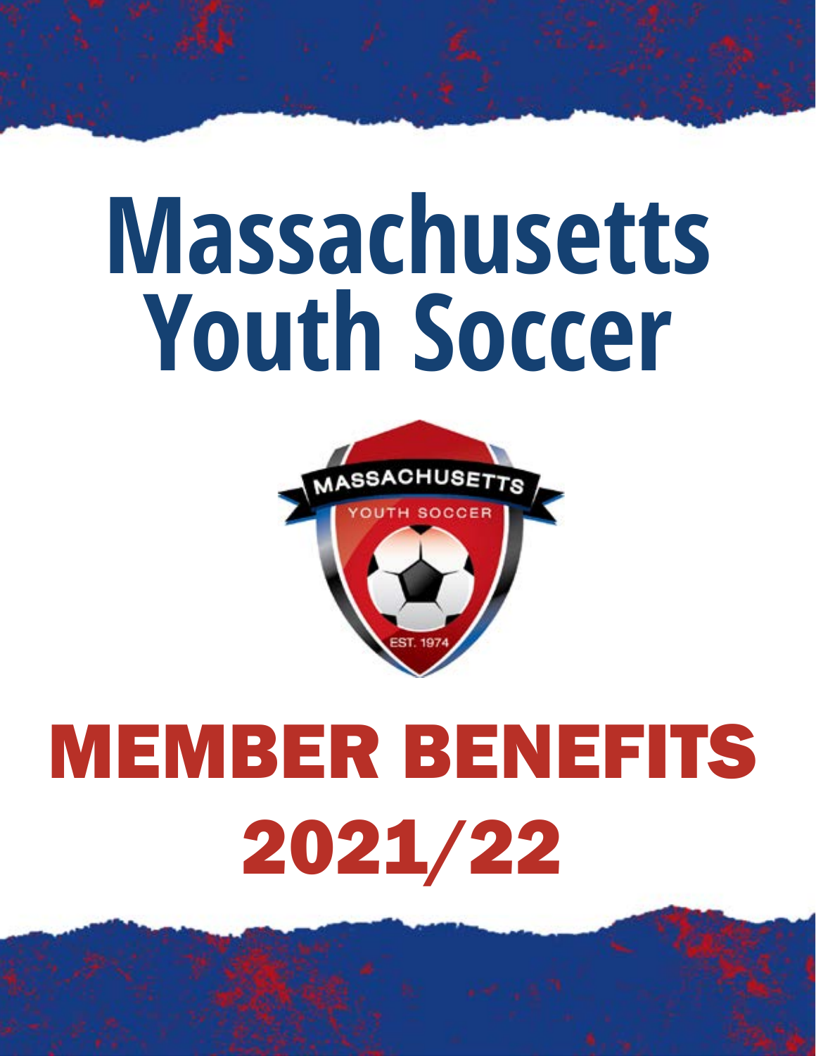# Massachusetts Youth Soccer

MASSACHUSETTS YOUTH SOCCER EST. 1974

# MEMBER BENEFITS 2021/22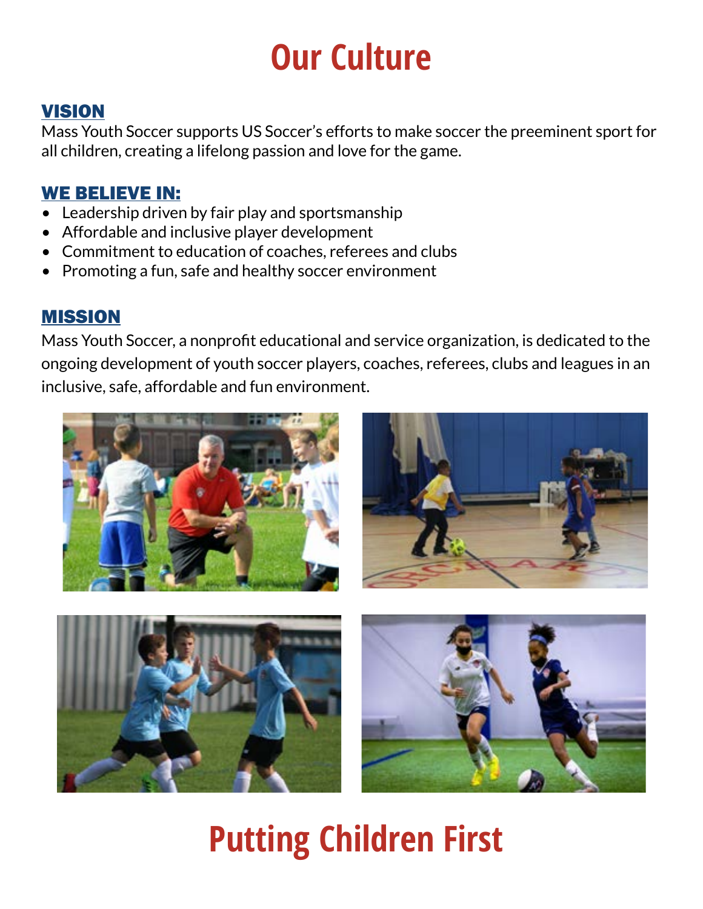# Our Culture

## VISION

Mass Youth Soccer supports US Soccer's efforts to make soccer the preeminent sport for all children, creating a lifelong passion and love for the game.

## WE BELIEVE IN:

- Leadership driven by fair play and sportsmanship
- Affordable and inclusive player development
- Commitment to education of coaches, referees and clubs
- Promoting a fun, safe and healthy soccer environment

## MISSION

Mass Youth Soccer, a nonprofit educational and service organization, is dedicated to the ongoing development of youth soccer players, coaches, referees, clubs and leagues in an inclusive, safe, affordable and fun environment.

# Putting Children First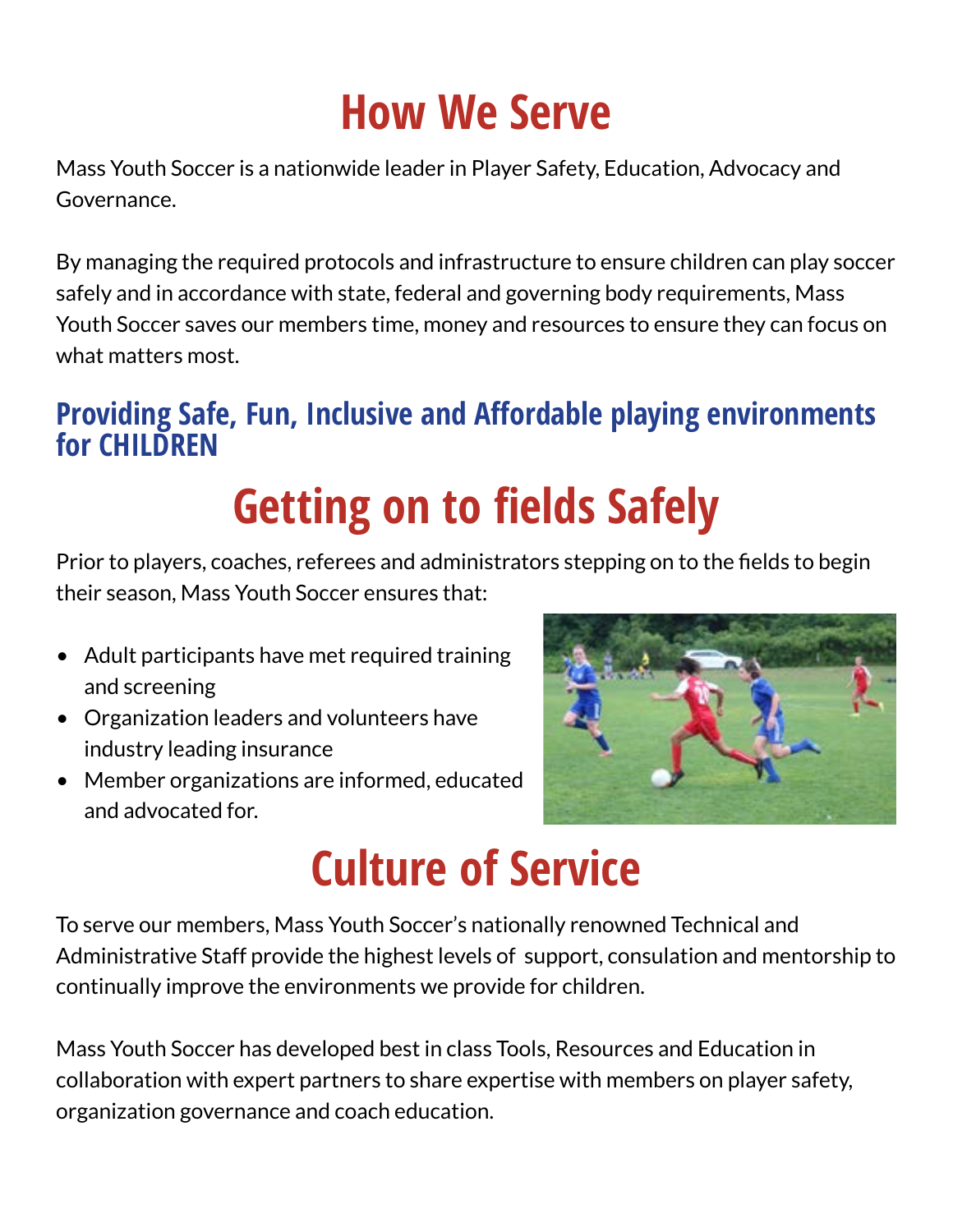# How We Serve

Mass Youth Soccer is a nationwide leader in Player Safety, Education, Advocacy and Governance.

By managing the required protocols and infrastructure to ensure children can play soccer safely and in accordance with state, federal and governing body requirements, Mass Youth Soccer saves our members time, money and resources to ensure they can focus on what matters most.

## Providing Safe, Fun, Inclusive and Affordable playing environments for CHILDREN

# Getting on to fields Safely

Prior to players, coaches, referees and administrators stepping on to the fields to begin their season, Mass Youth Soccer ensures that:

- Adult participants have met required training and screening
- Organization leaders and volunteers have industry leading insurance
- Member organizations are informed, educated and advocated for.

# Culture of Service

To serve our members, Mass Youth Soccer's nationally renowned Technical and Administrative Staff provide the highest levels of support, consulation and mentorship to continually improve the environments we provide for children.

Mass Youth Soccer has developed best in class Tools, Resources and Education in collaboration with expert partners to share expertise with members on player safety, organization governance and coach education.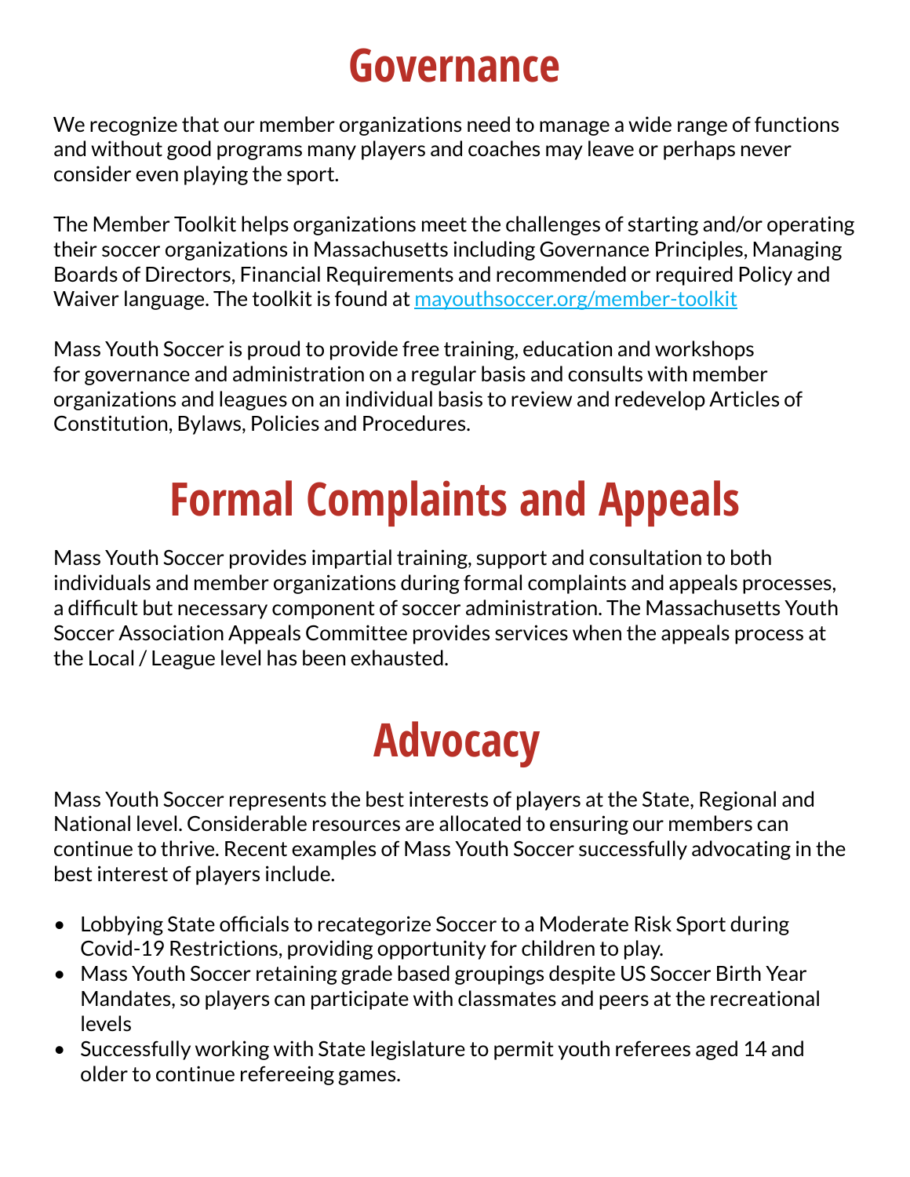# Governance

We recognize that our member organizations need to manage a wide range of functions and without good programs many players and coaches may leave or perhaps never consider even playing the sport.

The Member Toolkit helps organizations meet the challenges of starting and/or operating their soccer organizations in Massachusetts including Governance Principles, Managing Boards of Directors, Financial Requirements and recommended or required Policy and Waiver language. The toolkit is found at [mayouthsoccer.org/member-toolkit](mayouthsoccer.org/member-toolkit)

Mass Youth Soccer is proud to provide free training, education and workshops for governance and administration on a regular basis and consults with member organizations and leagues on an individual basis to review and redevelop Articles of Constitution, Bylaws, Policies and Procedures.

# Formal Complaints and Appeals

Mass Youth Soccer provides impartial training, support and consultation to both individuals and member organizations during formal complaints and appeals processes, a difficult but necessary component of soccer administration. The Massachusetts Youth Soccer Association Appeals Committee provides services when the appeals process at the Local / League level has been exhausted.

# Advocacy

Mass Youth Soccer represents the best interests of players at the State, Regional and National level. Considerable resources are allocated to ensuring our members can continue to thrive. Recent examples of Mass Youth Soccer successfully advocating in the best interest of players include.

- Lobbying State officials to recategorize Soccer to a Moderate Risk Sport during Covid-19 Restrictions, providing opportunity for children to play.
- Mass Youth Soccer retaining grade based groupings despite US Soccer Birth Year Mandates, so players can participate with classmates and peers at the recreational levels
- Successfully working with State legislature to permit youth referees aged 14 and older to continue refereeing games.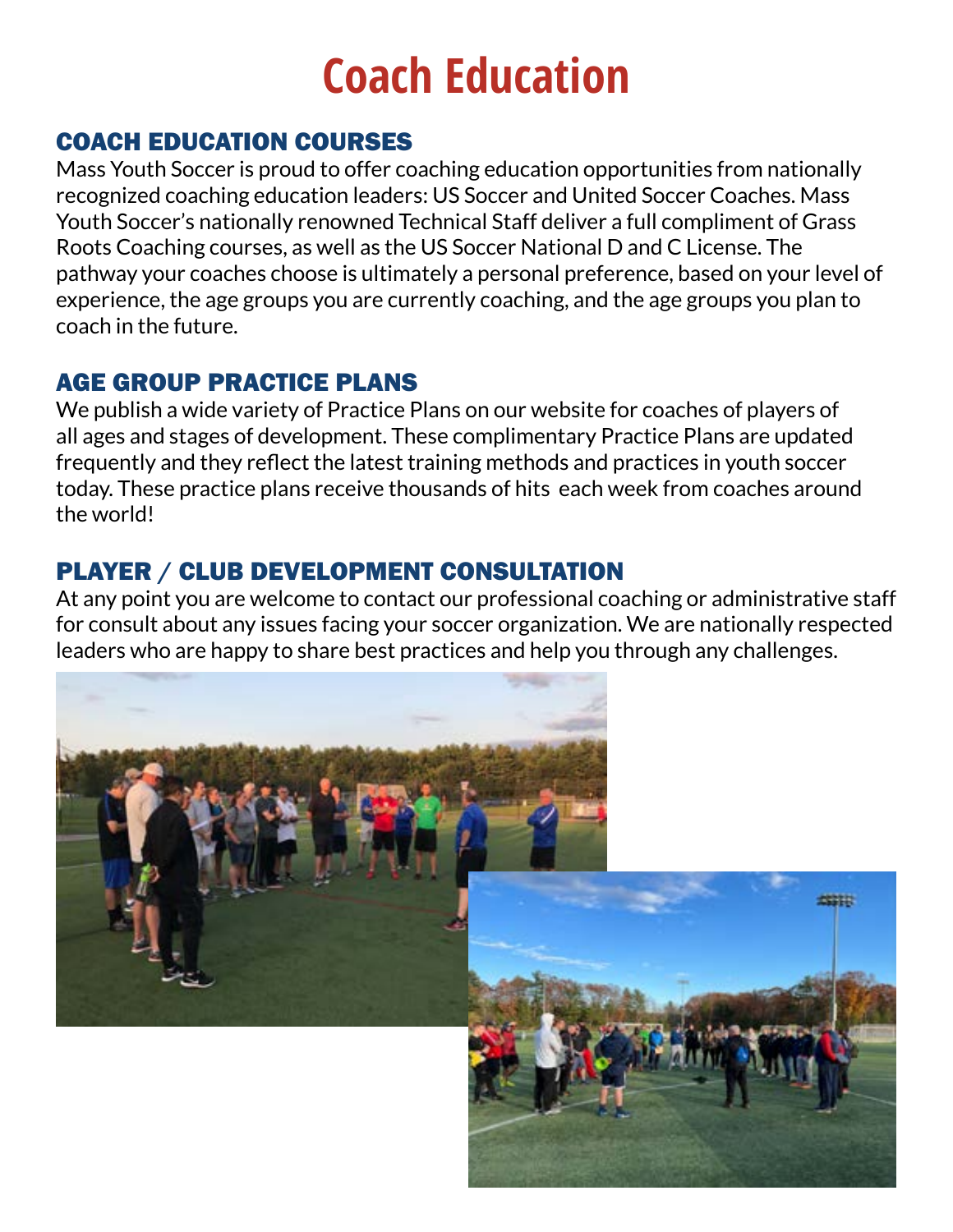# Coach Education

## COACH EDUCATION COURSES

Mass Youth Soccer is proud to offer coaching education opportunities from nationally recognized coaching education leaders: US Soccer and United Soccer Coaches. Mass Youth Soccer's nationally renowned Technical Staff deliver a full compliment of Grass Roots Coaching courses, as well as the US Soccer National D and C License. The pathway your coaches choose is ultimately a personal preference, based on your level of experience, the age groups you are currently coaching, and the age groups you plan to coach in the future.

## AGE GROUP PRACTICE PLANS

We publish a wide variety of Practice Plans on our website for coaches of players of all ages and stages of development. These complimentary Practice Plans are updated frequently and they reflect the latest training methods and practices in youth soccer today. These practice plans receive thousands of hits each week from coaches around the world!

## PLAYER / CLUB DEVELOPMENT CONSULTATION

At any point you are welcome to contact our professional coaching or administrative staff for consult about any issues facing your soccer organization. We are nationally respected leaders who are happy to share best practices and help you through any challenges.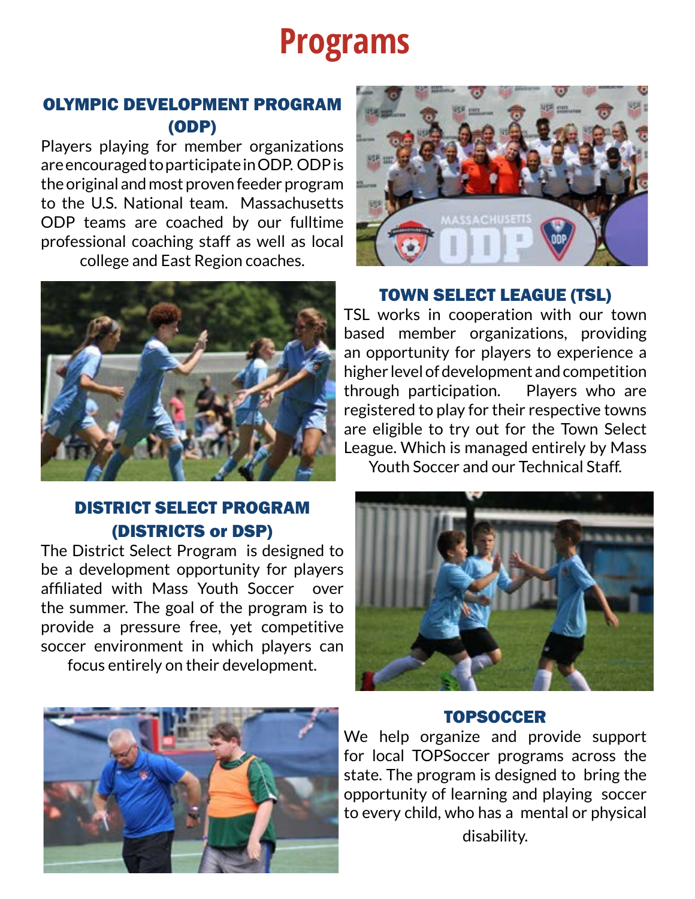# Programs

## OLYMPIC DEVELOPMENT PROGRAM (ODP)

Players playing for member organizations are encouraged to participate in ODP. ODP is the original and most proven feeder program to the U.S. National team. Massachusetts ODP teams are coached by our fulltime professional coaching staff as well as local college and East Region coaches.

## TOWN SELECT LEAGUE (TSL)

TSL works in cooperation with our town based member organizations, providing an opportunity for players to experience a higher level of development and competition through participation. Players who are registered to play for their respective towns are eligible to try out for the Town Select League. Which is managed entirely by Mass Youth Soccer and our Technical Staff.

## DISTRICT SELECT PROGRAM (DISTRICTS or DSP)

The District Select Program is designed to be a development opportunity for players affiliated with Mass Youth Soccer over the summer. The goal of the program is to provide a pressure free, yet competitive soccer environment in which players can focus entirely on their development.

## TOPSOCCER

We help organize and provide support for local TOPSoccer programs across the state. The program is designed to bring the opportunity of learning and playing soccer to every child, who has a mental or physical disability.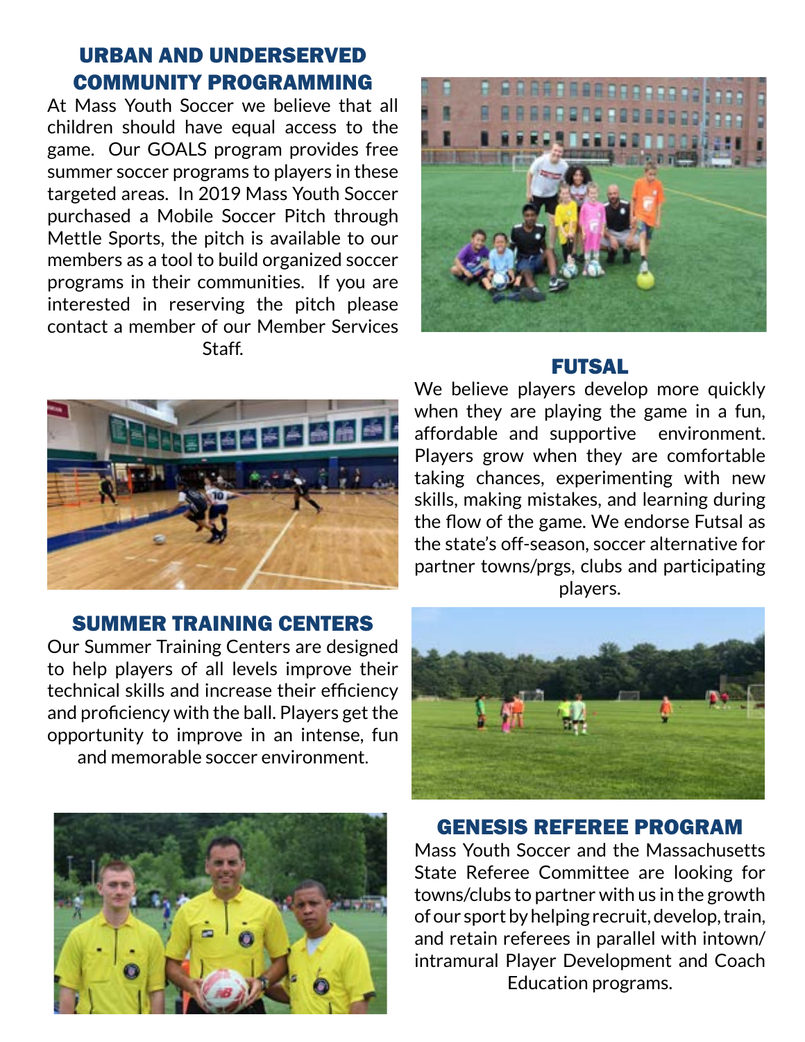## URBAN AND UNDERSERVED COMMUNITY PROGRAMMING

At Mass Youth Soccer we believe that all children should have equal access to the game. Our GOALS program provides free summer soccer programs to players in these targeted areas. In 2019 Mass Youth Soccer purchased a Mobile Soccer Pitch through Mettle Sports, the pitch is available to our members as a tool to build organized soccer programs in their communities. If you are interested in reserving the pitch please contact a member of our Member Services Staff.

## FUTSAL

We believe players develop more quickly when they are playing the game in a fun, affordable and supportive environment. Players grow when they are comfortable taking chances, experimenting with new skills, making mistakes, and learning during the flow of the game. We endorse Futsal as the state's off-season, soccer alternative for partner towns/prgs, clubs and participating players.

## SUMMER TRAINING CENTERS

Our Summer Training Centers are designed to help players of all levels improve their technical skills and increase their efficiency and proficiency with the ball. Players get the opportunity to improve in an intense, fun and memorable soccer environment.

## GENESIS REFEREE PROGRAM

Mass Youth Soccer and the Massachusetts State Referee Committee are looking for towns/clubs to partner with us in the growth of our sport by helping recruit, develop, train, and retain referees in parallel with intown/intramural Player Development and Coach Education programs.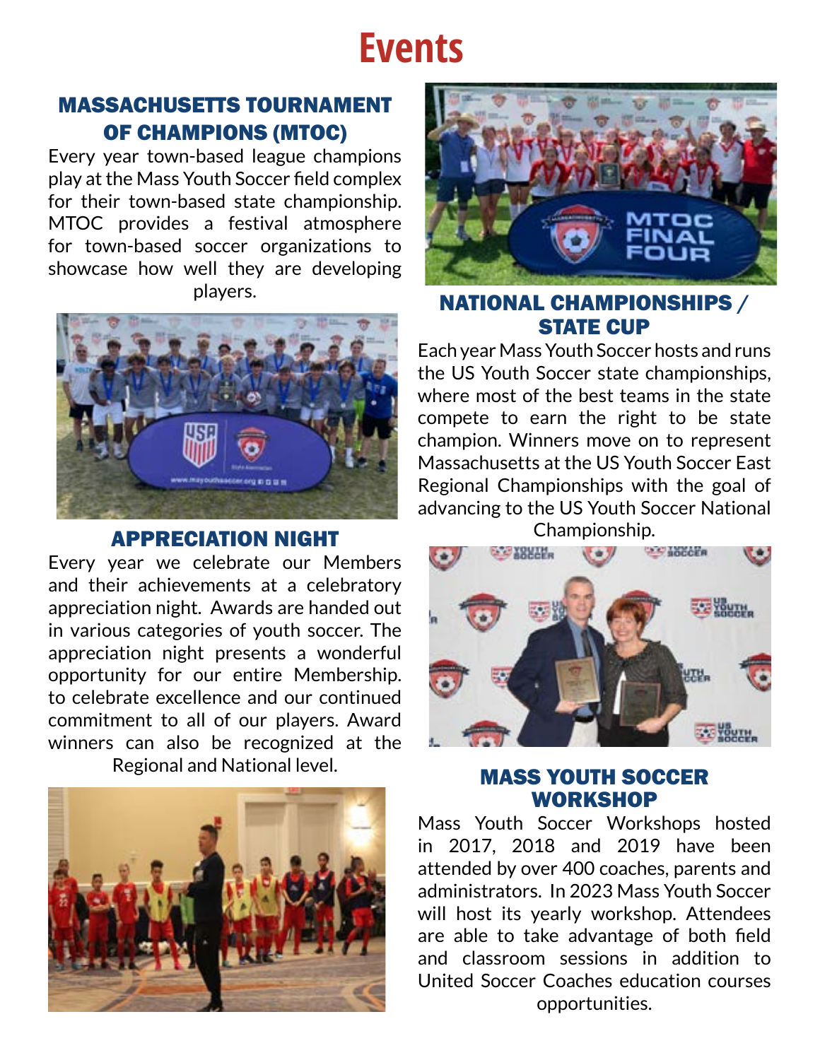# Events

## MASSACHUSETTS TOURNAMENT OF CHAMPIONS (MTOC)

Every year town-based league champions play at the Mass Youth Soccer field complex for their town-based state championship. MTOC provides a festival atmosphere for town-based soccer organizations to showcase how well they are developing players.

## APPRECIATION NIGHT

Every year we celebrate our Members and their achievements at a celebratory appreciation night. Awards are handed out in various categories of youth soccer. The appreciation night presents a wonderful opportunity for our entire Membership. to celebrate excellence and our continued commitment to all of our players. Award winners can also be recognized at the Regional and National level.

## NATIONAL CHAMPIONSHIPS / STATE CUP

Each year Mass Youth Soccer hosts and runs the US Youth Soccer state championships, where most of the best teams in the state compete to earn the right to be state champion. Winners move on to represent Massachusetts at the US Youth Soccer East Regional Championships with the goal of advancing to the US Youth Soccer National Championship.

## MASS YOUTH SOCCER WORKSHOP

Mass Youth Soccer Workshops hosted in 2017, 2018 and 2019 have been attended by over 400 coaches, parents and administrators. In 2023 Mass Youth Soccer will host its yearly workshop. Attendees are able to take advantage of both field and classroom sessions in addition to United Soccer Coaches education courses opportunities.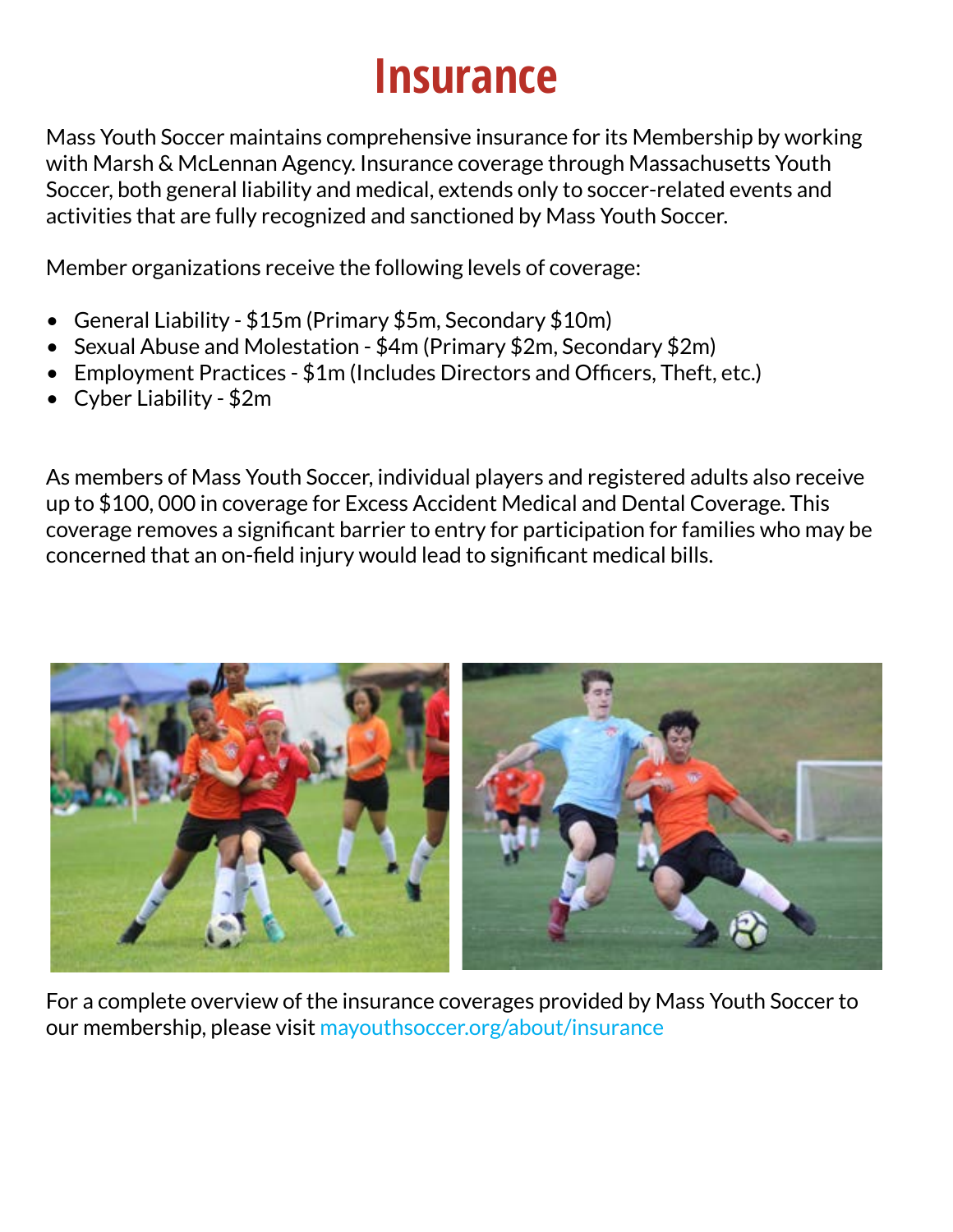# Insurance

Mass Youth Soccer maintains comprehensive insurance for its Membership by working with Marsh & McLennan Agency. Insurance coverage through Massachusetts Youth Soccer, both general liability and medical, extends only to soccer-related events and activities that are fully recognized and sanctioned by Mass Youth Soccer.

Member organizations receive the following levels of coverage:

- General Liability - $15m (Primary $5m, Secondary $10m)
- Sexual Abuse and Molestation - $4m (Primary $2m, Secondary $2m)
- Employment Practices - $1m (Includes Directors and Officers, Theft, etc.)
- Cyber Liability - $2m

As members of Mass Youth Soccer, individual players and registered adults also receive up to $100, 000 in coverage for Excess Accident Medical and Dental Coverage. This coverage removes a significant barrier to entry for participation for families who may be concerned that an on-field injury would lead to significant medical bills.

For a complete overview of the insurance coverages provided by Mass Youth Soccer to our membership, please visit mayouthsoccer.org/about/insurance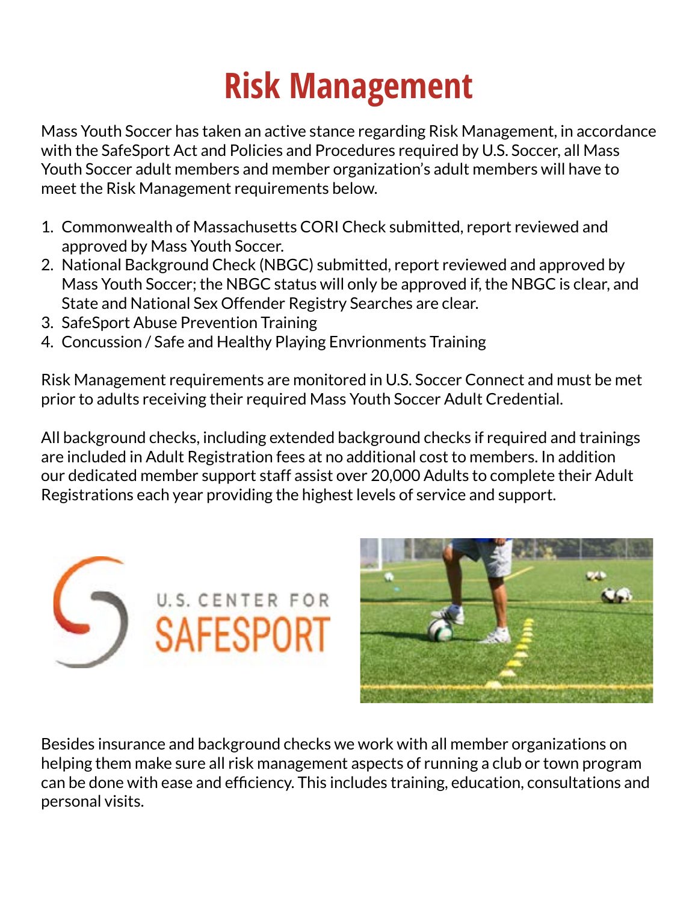# Risk Management

Mass Youth Soccer has taken an active stance regarding Risk Management, in accordance with the SafeSport Act and Policies and Procedures required by U.S. Soccer, all Mass Youth Soccer adult members and member organization's adult members will have to meet the Risk Management requirements below.

1. Commonwealth of Massachusetts CORI Check submitted, report reviewed and approved by Mass Youth Soccer.
2. National Background Check (NBGC) submitted, report reviewed and approved by Mass Youth Soccer; the NBGC status will only be approved if, the NBGC is clear, and State and National Sex Offender Registry Searches are clear.
3. SafeSport Abuse Prevention Training
4. Concussion / Safe and Healthy Playing Envrionments Training

Risk Management requirements are monitored in U.S. Soccer Connect and must be met prior to adults receiving their required Mass Youth Soccer Adult Credential.

All background checks, including extended background checks if required and trainings are included in Adult Registration fees at no additional cost to members. In addition our dedicated member support staff assist over 20,000 Adults to complete their Adult Registrations each year providing the highest levels of service and support.

Besides insurance and background checks we work with all member organizations on helping them make sure all risk management aspects of running a club or town program can be done with ease and efficiency. This includes training, education, consultations and personal visits.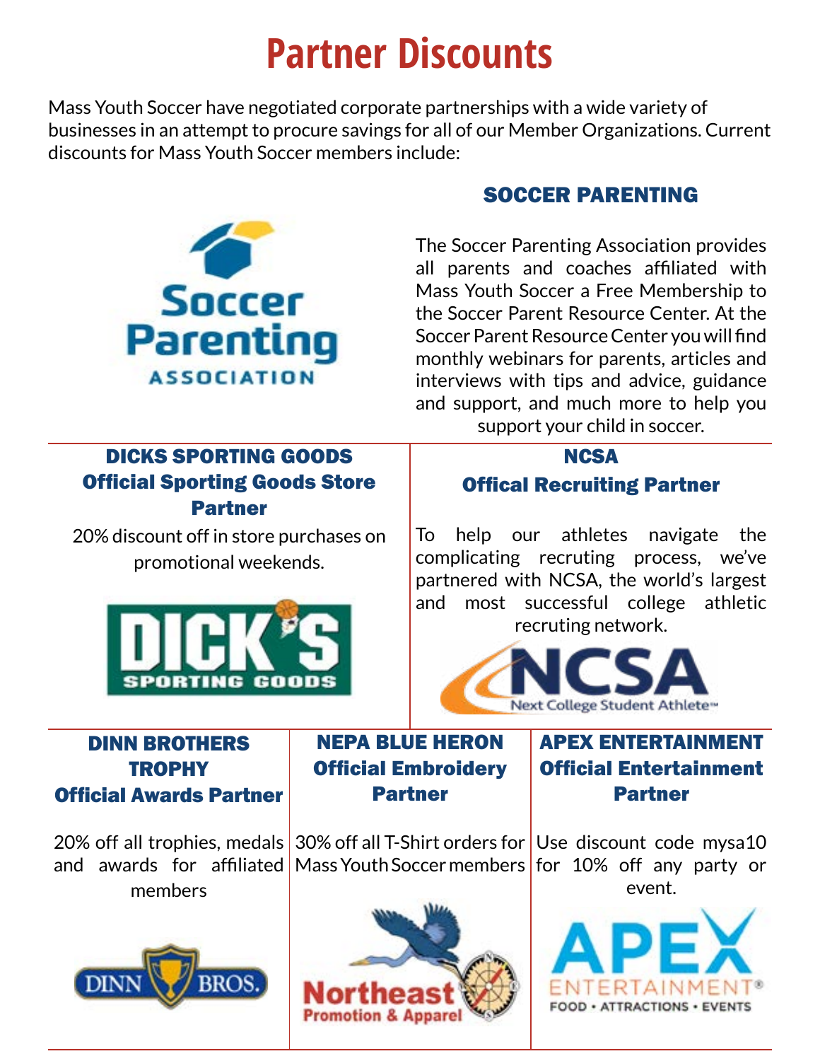# Partner Discounts

Mass Youth Soccer have negotiated corporate partnerships with a wide variety of businesses in an attempt to procure savings for all of our Member Organizations. Current discounts for Mass Youth Soccer members include:

## SOCCER PARENTING

The Soccer Parenting Association provides all parents and coaches affiliated with Mass Youth Soccer a Free Membership to the Soccer Parent Resource Center. At the Soccer Parent Resource Center you will find monthly webinars for parents, articles and interviews with tips and advice, guidance and support, and much more to help you support your child in soccer.

## DICKS SPORTING GOODS
### Official Sporting Goods Store Partner

20% discount off in store purchases on promotional weekends.

## NCSA
### Offical Recruiting Partner

To help our athletes navigate the complicating recruting process, we've partnered with NCSA, the world's largest and most successful college athletic recruting network.

## DINN BROTHERS TROPHY
### Official Awards Partner

20% off all trophies, medals and awards for affiliated members

## NEPA BLUE HERON
### Official Embroidery Partner

30% off all T-Shirt orders for Mass Youth Soccer members

## APEX ENTERTAINMENT
### Official Entertainment Partner

Use discount code mysa10 for 10% off any party or event.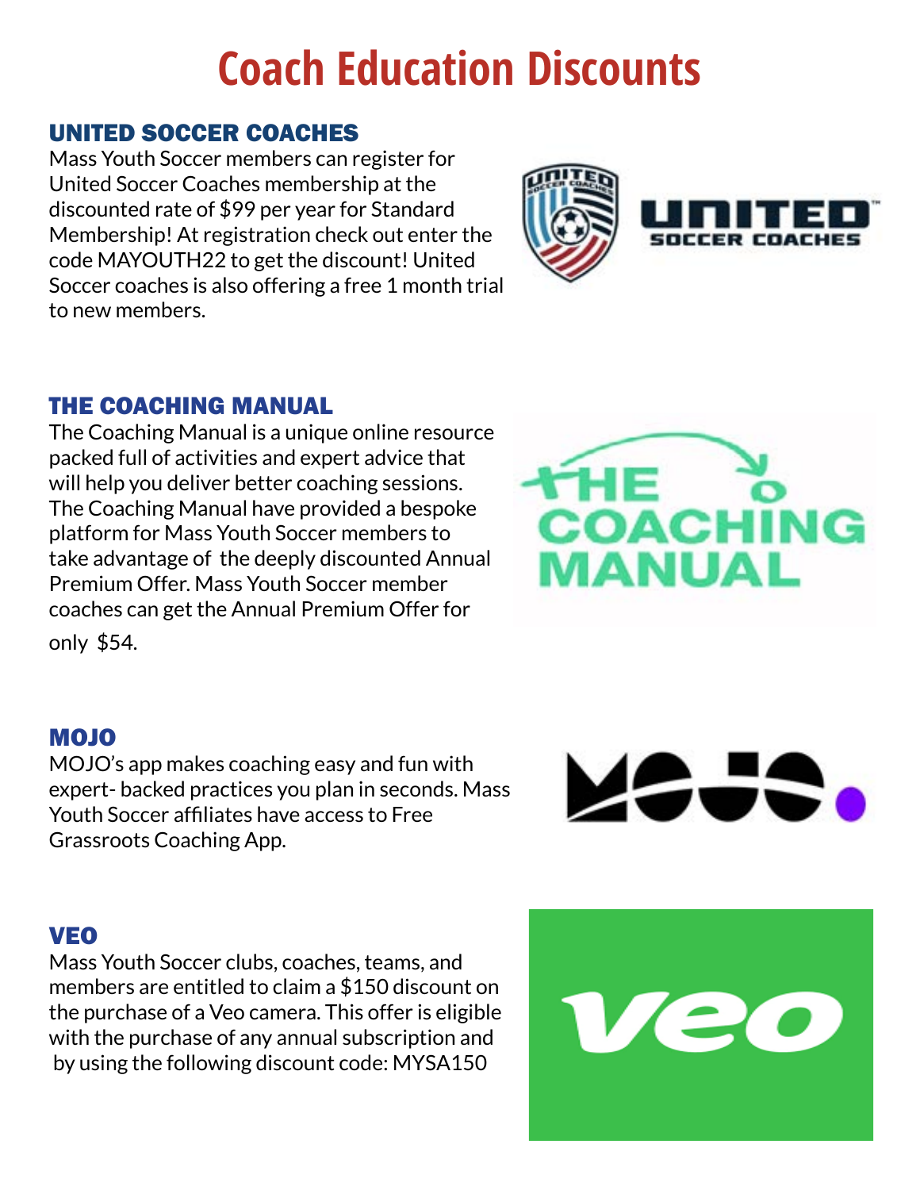# Coach Education Discounts

## UNITED SOCCER COACHES

Mass Youth Soccer members can register for United Soccer Coaches membership at the discounted rate of $99 per year for Standard Membership! At registration check out enter the code MAYOUTH22 to get the discount! United Soccer coaches is also offering a free 1 month trial to new members.

## THE COACHING MANUAL

The Coaching Manual is a unique online resource packed full of activities and expert advice that will help you deliver better coaching sessions. The Coaching Manual have provided a bespoke platform for Mass Youth Soccer members to take advantage of the deeply discounted Annual Premium Offer. Mass Youth Soccer member coaches can get the Annual Premium Offer for only $54.

## MOJO

MOJO's app makes coaching easy and fun with expert- backed practices you plan in seconds. Mass Youth Soccer affiliates have access to Free Grassroots Coaching App.

## VEO

Mass Youth Soccer clubs, coaches, teams, and members are entitled to claim a $150 discount on the purchase of a Veo camera. This offer is eligible with the purchase of any annual subscription and by using the following discount code: MYSA150